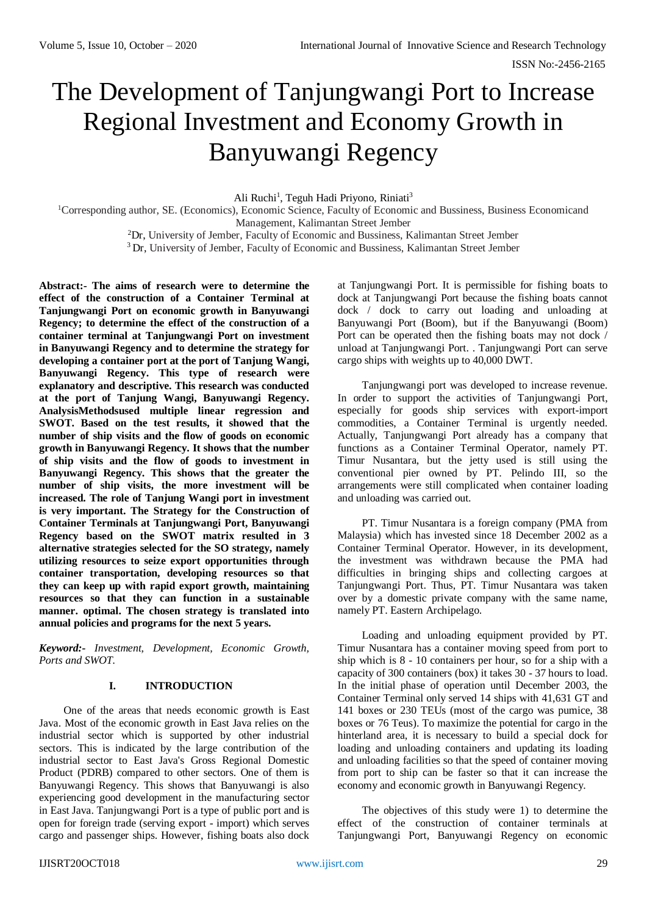# The Development of Tanjungwangi Port to Increase Regional Investment and Economy Growth in Banyuwangi Regency

Ali Ruchi[1], Teguh Hadi Priyono, Riniati[3]

[1]Corresponding author, SE. (Economics), Economic Science, Faculty of Economic and Bussiness, Business Economicand Management, Kalimantan Street Jember

[2]Dr, University of Jember, Faculty of Economic and Bussiness, Kalimantan Street Jember

[3]Dr, University of Jember, Faculty of Economic and Bussiness, Kalimantan Street Jember

**Abstract:- The aims of research were to determine the effect of the construction of a Container Terminal at Tanjungwangi Port on economic growth in Banyuwangi Regency; to determine the effect of the construction of a container terminal at Tanjungwangi Port on investment in Banyuwangi Regency and to determine the strategy for developing a container port at the port of Tanjung Wangi, Banyuwangi Regency. This type of research were explanatory and descriptive. This research was conducted at the port of Tanjung Wangi, Banyuwangi Regency. AnalysisMethodsused multiple linear regression and SWOT. Based on the test results, it showed that the number of ship visits and the flow of goods on economic growth in Banyuwangi Regency. It shows that the number of ship visits and the flow of goods to investment in Banyuwangi Regency. This shows that the greater the number of ship visits, the more investment will be increased. The role of Tanjung Wangi port in investment is very important. The Strategy for the Construction of Container Terminals at Tanjungwangi Port, Banyuwangi Regency based on the SWOT matrix resulted in 3 alternative strategies selected for the SO strategy, namely utilizing resources to seize export opportunities through container transportation, developing resources so that they can keep up with rapid export growth, maintaining resources so that they can function in a sustainable manner. optimal. The chosen strategy is translated into annual policies and programs for the next 5 years.**

***Keyword:-*** *Investment, Development, Economic Growth, Ports and SWOT.*

## I. INTRODUCTION

One of the areas that needs economic growth is East Java. Most of the economic growth in East Java relies on the industrial sector which is supported by other industrial sectors. This is indicated by the large contribution of the industrial sector to East Java's Gross Regional Domestic Product (PDRB) compared to other sectors. One of them is Banyuwangi Regency. This shows that Banyuwangi is also experiencing good development in the manufacturing sector in East Java. Tanjungwangi Port is a type of public port and is open for foreign trade (serving export - import) which serves cargo and passenger ships. However, fishing boats also dock at Tanjungwangi Port. It is permissible for fishing boats to dock at Tanjungwangi Port because the fishing boats cannot dock / dock to carry out loading and unloading at Banyuwangi Port (Boom), but if the Banyuwangi (Boom) Port can be operated then the fishing boats may not dock / unload at Tanjungwangi Port. . Tanjungwangi Port can serve cargo ships with weights up to 40,000 DWT.

Tanjungwangi port was developed to increase revenue. In order to support the activities of Tanjungwangi Port, especially for goods ship services with export-import commodities, a Container Terminal is urgently needed. Actually, Tanjungwangi Port already has a company that functions as a Container Terminal Operator, namely PT. Timur Nusantara, but the jetty used is still using the conventional pier owned by PT. Pelindo III, so the arrangements were still complicated when container loading and unloading was carried out.

PT. Timur Nusantara is a foreign company (PMA from Malaysia) which has invested since 18 December 2002 as a Container Terminal Operator. However, in its development, the investment was withdrawn because the PMA had difficulties in bringing ships and collecting cargoes at Tanjungwangi Port. Thus, PT. Timur Nusantara was taken over by a domestic private company with the same name, namely PT. Eastern Archipelago.

Loading and unloading equipment provided by PT. Timur Nusantara has a container moving speed from port to ship which is 8 - 10 containers per hour, so for a ship with a capacity of 300 containers (box) it takes 30 - 37 hours to load. In the initial phase of operation until December 2003, the Container Terminal only served 14 ships with 41,631 GT and 141 boxes or 230 TEUs (most of the cargo was pumice, 38 boxes or 76 Teus). To maximize the potential for cargo in the hinterland area, it is necessary to build a special dock for loading and unloading containers and updating its loading and unloading facilities so that the speed of container moving from port to ship can be faster so that it can increase the economy and economic growth in Banyuwangi Regency.

The objectives of this study were 1) to determine the effect of the construction of container terminals at Tanjungwangi Port, Banyuwangi Regency on economic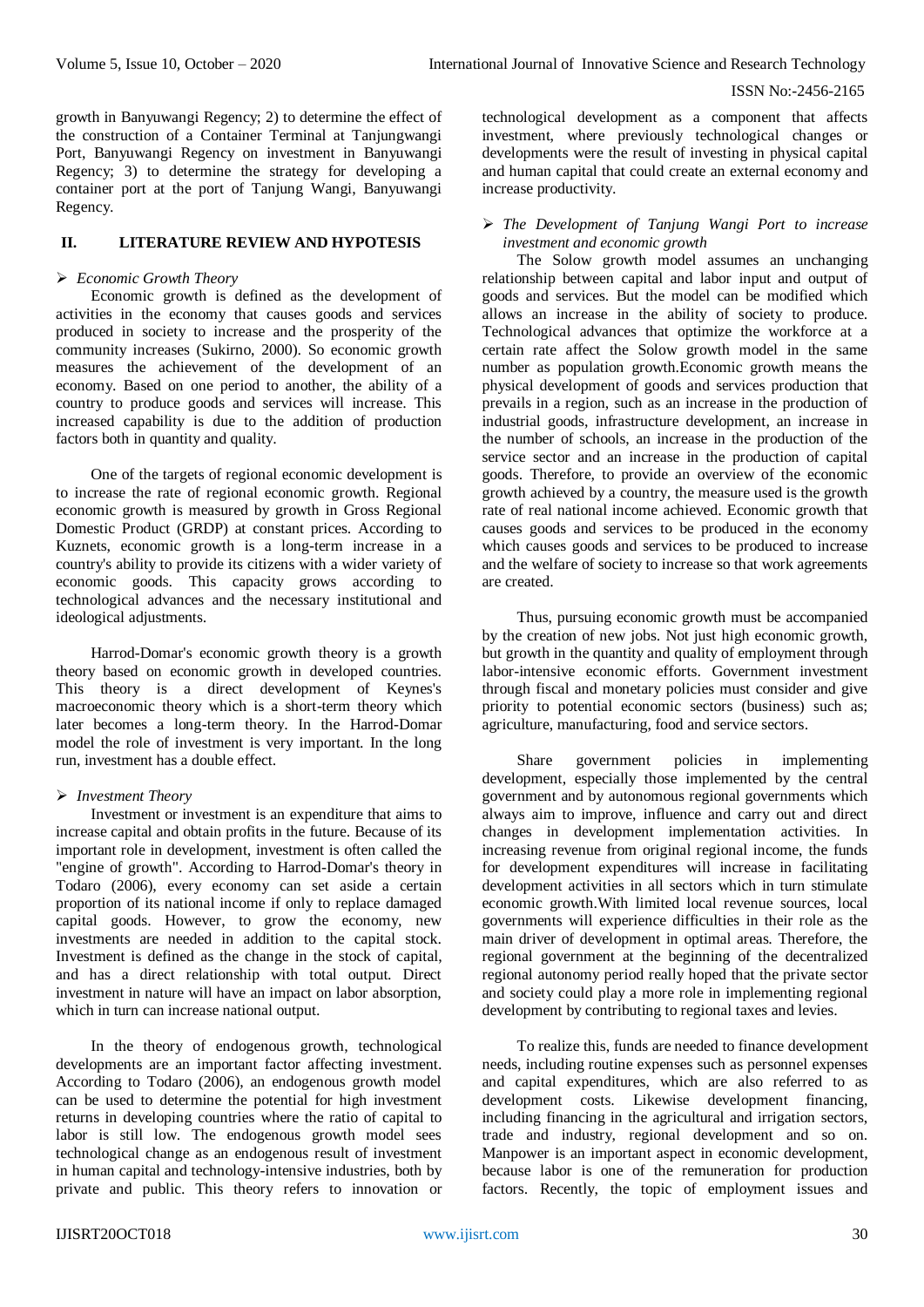growth in Banyuwangi Regency; 2) to determine the effect of the construction of a Container Terminal at Tanjungwangi Port, Banyuwangi Regency on investment in Banyuwangi Regency; 3) to determine the strategy for developing a container port at the port of Tanjung Wangi, Banyuwangi Regency.

## II. LITERATURE REVIEW AND HYPOTESIS

### *Economic Growth Theory*

Economic growth is defined as the development of activities in the economy that causes goods and services produced in society to increase and the prosperity of the community increases (Sukirno, 2000). So economic growth measures the achievement of the development of an economy. Based on one period to another, the ability of a country to produce goods and services will increase. This increased capability is due to the addition of production factors both in quantity and quality.

One of the targets of regional economic development is to increase the rate of regional economic growth. Regional economic growth is measured by growth in Gross Regional Domestic Product (GRDP) at constant prices. According to Kuznets, economic growth is a long-term increase in a country's ability to provide its citizens with a wider variety of economic goods. This capacity grows according to technological advances and the necessary institutional and ideological adjustments.

Harrod-Domar's economic growth theory is a growth theory based on economic growth in developed countries. This theory is a direct development of Keynes's macroeconomic theory which is a short-term theory which later becomes a long-term theory. In the Harrod-Domar model the role of investment is very important. In the long run, investment has a double effect.

### *Investment Theory*

Investment or investment is an expenditure that aims to increase capital and obtain profits in the future. Because of its important role in development, investment is often called the "engine of growth". According to Harrod-Domar's theory in Todaro (2006), every economy can set aside a certain proportion of its national income if only to replace damaged capital goods. However, to grow the economy, new investments are needed in addition to the capital stock. Investment is defined as the change in the stock of capital, and has a direct relationship with total output. Direct investment in nature will have an impact on labor absorption, which in turn can increase national output.

In the theory of endogenous growth, technological developments are an important factor affecting investment. According to Todaro (2006), an endogenous growth model can be used to determine the potential for high investment returns in developing countries where the ratio of capital to labor is still low. The endogenous growth model sees technological change as an endogenous result of investment in human capital and technology-intensive industries, both by private and public. This theory refers to innovation or technological development as a component that affects investment, where previously technological changes or developments were the result of investing in physical capital and human capital that could create an external economy and increase productivity.

### *The Development of Tanjung Wangi Port to increase investment and economic growth*

The Solow growth model assumes an unchanging relationship between capital and labor input and output of goods and services. But the model can be modified which allows an increase in the ability of society to produce. Technological advances that optimize the workforce at a certain rate affect the Solow growth model in the same number as population growth.Economic growth means the physical development of goods and services production that prevails in a region, such as an increase in the production of industrial goods, infrastructure development, an increase in the number of schools, an increase in the production of the service sector and an increase in the production of capital goods. Therefore, to provide an overview of the economic growth achieved by a country, the measure used is the growth rate of real national income achieved. Economic growth that causes goods and services to be produced in the economy which causes goods and services to be produced to increase and the welfare of society to increase so that work agreements are created.

Thus, pursuing economic growth must be accompanied by the creation of new jobs. Not just high economic growth, but growth in the quantity and quality of employment through labor-intensive economic efforts. Government investment through fiscal and monetary policies must consider and give priority to potential economic sectors (business) such as; agriculture, manufacturing, food and service sectors.

Share government policies in implementing development, especially those implemented by the central government and by autonomous regional governments which always aim to improve, influence and carry out and direct changes in development implementation activities. In increasing revenue from original regional income, the funds for development expenditures will increase in facilitating development activities in all sectors which in turn stimulate economic growth.With limited local revenue sources, local governments will experience difficulties in their role as the main driver of development in optimal areas. Therefore, the regional government at the beginning of the decentralized regional autonomy period really hoped that the private sector and society could play a more role in implementing regional development by contributing to regional taxes and levies.

To realize this, funds are needed to finance development needs, including routine expenses such as personnel expenses and capital expenditures, which are also referred to as development costs. Likewise development financing, including financing in the agricultural and irrigation sectors, trade and industry, regional development and so on. Manpower is an important aspect in economic development, because labor is one of the remuneration for production factors. Recently, the topic of employment issues and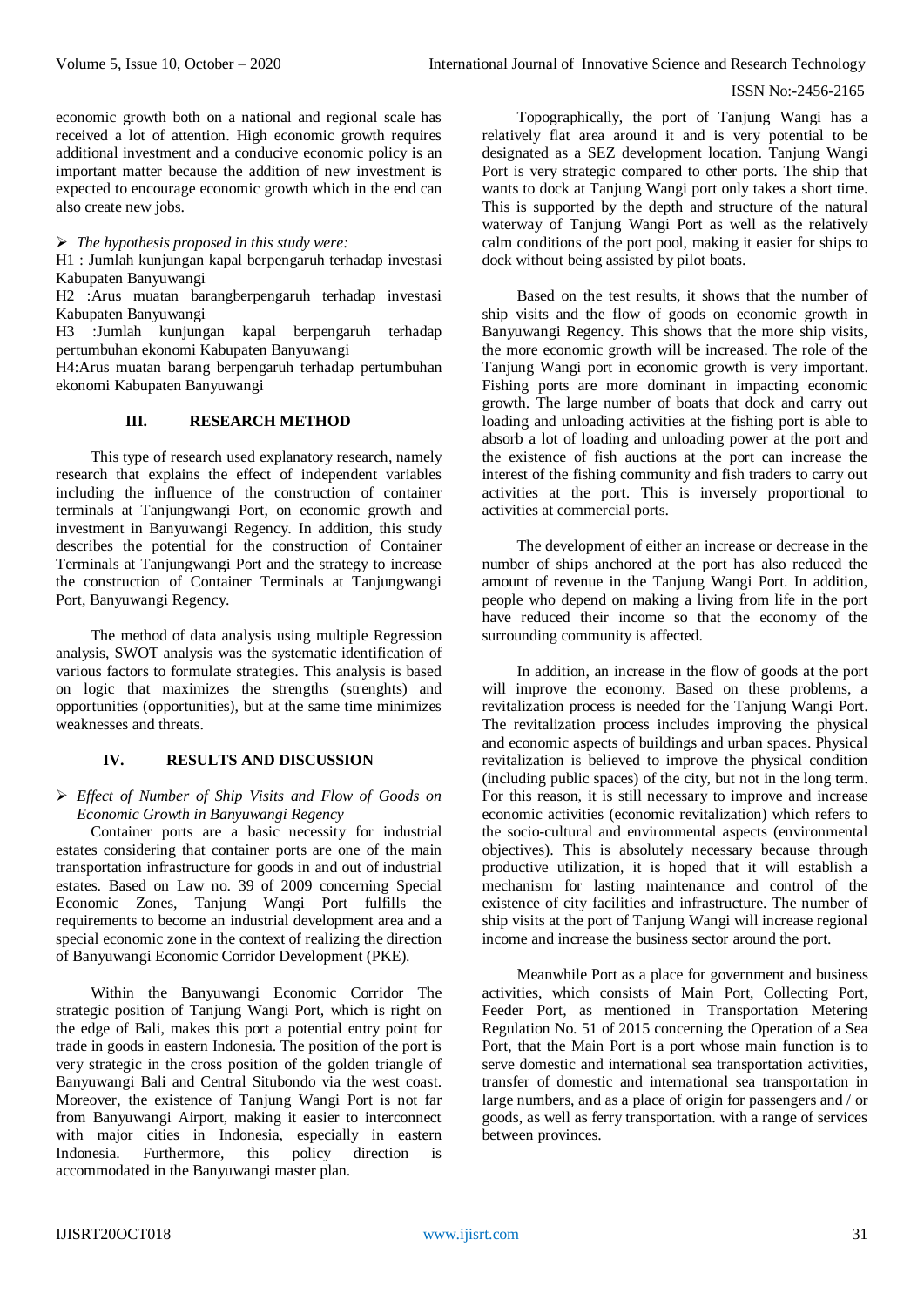economic growth both on a national and regional scale has received a lot of attention. High economic growth requires additional investment and a conducive economic policy is an important matter because the addition of new investment is expected to encourage economic growth which in the end can also create new jobs.

➢ *The hypothesis proposed in this study were:*

H1 : Jumlah kunjungan kapal berpengaruh terhadap investasi Kabupaten Banyuwangi

H2 :Arus muatan barangberpengaruh terhadap investasi Kabupaten Banyuwangi

H3 :Jumlah kunjungan kapal berpengaruh terhadap pertumbuhan ekonomi Kabupaten Banyuwangi

H4:Arus muatan barang berpengaruh terhadap pertumbuhan ekonomi Kabupaten Banyuwangi

## III. RESEARCH METHOD

This type of research used explanatory research, namely research that explains the effect of independent variables including the influence of the construction of container terminals at Tanjungwangi Port, on economic growth and investment in Banyuwangi Regency. In addition, this study describes the potential for the construction of Container Terminals at Tanjungwangi Port and the strategy to increase the construction of Container Terminals at Tanjungwangi Port, Banyuwangi Regency.

The method of data analysis using multiple Regression analysis, SWOT analysis was the systematic identification of various factors to formulate strategies. This analysis is based on logic that maximizes the strengths (strenghts) and opportunities (opportunities), but at the same time minimizes weaknesses and threats.

## IV. RESULTS AND DISCUSSION

➢ *Effect of Number of Ship Visits and Flow of Goods on Economic Growth in Banyuwangi Regency*

Container ports are a basic necessity for industrial estates considering that container ports are one of the main transportation infrastructure for goods in and out of industrial estates. Based on Law no. 39 of 2009 concerning Special Economic Zones, Tanjung Wangi Port fulfills the requirements to become an industrial development area and a special economic zone in the context of realizing the direction of Banyuwangi Economic Corridor Development (PKE).

Within the Banyuwangi Economic Corridor The strategic position of Tanjung Wangi Port, which is right on the edge of Bali, makes this port a potential entry point for trade in goods in eastern Indonesia. The position of the port is very strategic in the cross position of the golden triangle of Banyuwangi Bali and Central Situbondo via the west coast. Moreover, the existence of Tanjung Wangi Port is not far from Banyuwangi Airport, making it easier to interconnect with major cities in Indonesia, especially in eastern Indonesia. Furthermore, this policy direction is accommodated in the Banyuwangi master plan.

Topographically, the port of Tanjung Wangi has a relatively flat area around it and is very potential to be designated as a SEZ development location. Tanjung Wangi Port is very strategic compared to other ports. The ship that wants to dock at Tanjung Wangi port only takes a short time. This is supported by the depth and structure of the natural waterway of Tanjung Wangi Port as well as the relatively calm conditions of the port pool, making it easier for ships to dock without being assisted by pilot boats.

Based on the test results, it shows that the number of ship visits and the flow of goods on economic growth in Banyuwangi Regency. This shows that the more ship visits, the more economic growth will be increased. The role of the Tanjung Wangi port in economic growth is very important. Fishing ports are more dominant in impacting economic growth. The large number of boats that dock and carry out loading and unloading activities at the fishing port is able to absorb a lot of loading and unloading power at the port and the existence of fish auctions at the port can increase the interest of the fishing community and fish traders to carry out activities at the port. This is inversely proportional to activities at commercial ports.

The development of either an increase or decrease in the number of ships anchored at the port has also reduced the amount of revenue in the Tanjung Wangi Port. In addition, people who depend on making a living from life in the port have reduced their income so that the economy of the surrounding community is affected.

In addition, an increase in the flow of goods at the port will improve the economy. Based on these problems, a revitalization process is needed for the Tanjung Wangi Port. The revitalization process includes improving the physical and economic aspects of buildings and urban spaces. Physical revitalization is believed to improve the physical condition (including public spaces) of the city, but not in the long term. For this reason, it is still necessary to improve and increase economic activities (economic revitalization) which refers to the socio-cultural and environmental aspects (environmental objectives). This is absolutely necessary because through productive utilization, it is hoped that it will establish a mechanism for lasting maintenance and control of the existence of city facilities and infrastructure. The number of ship visits at the port of Tanjung Wangi will increase regional income and increase the business sector around the port.

Meanwhile Port as a place for government and business activities, which consists of Main Port, Collecting Port, Feeder Port, as mentioned in Transportation Metering Regulation No. 51 of 2015 concerning the Operation of a Sea Port, that the Main Port is a port whose main function is to serve domestic and international sea transportation activities, transfer of domestic and international sea transportation in large numbers, and as a place of origin for passengers and / or goods, as well as ferry transportation. with a range of services between provinces.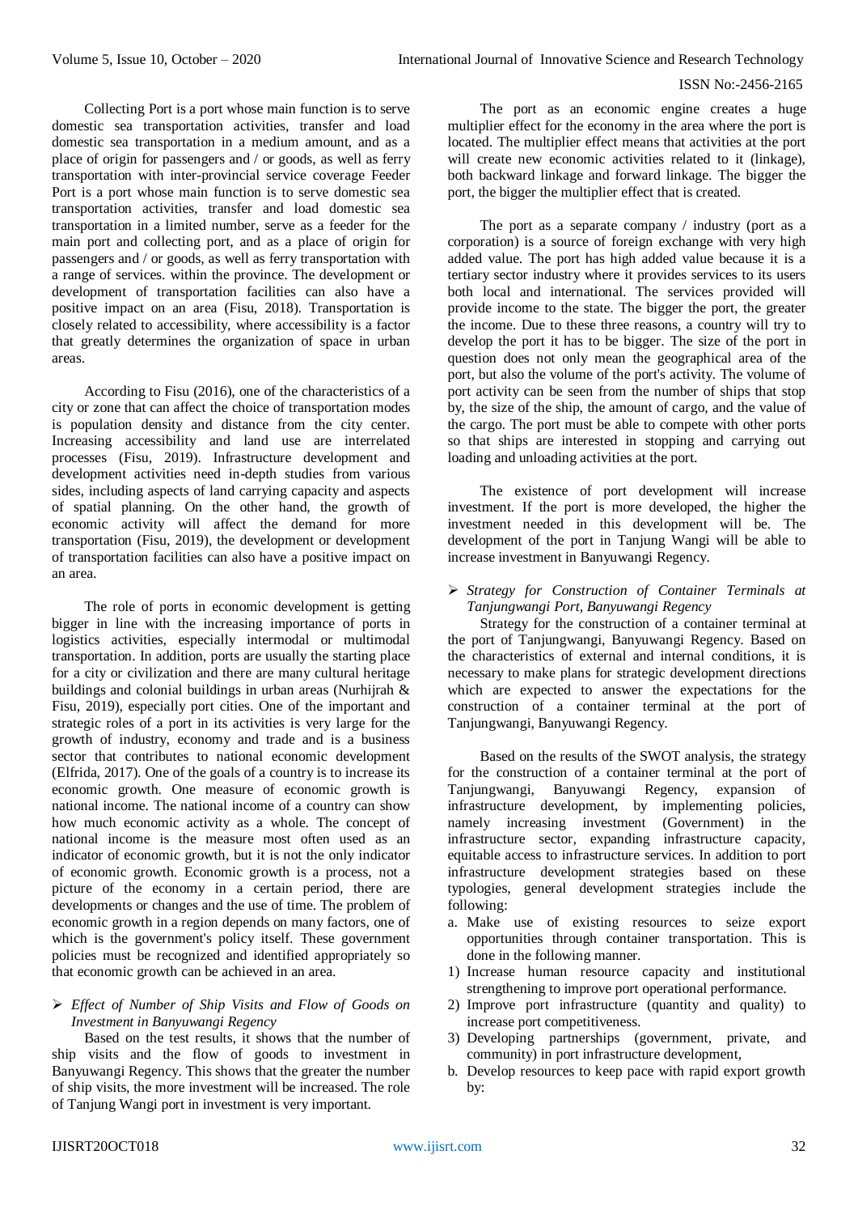Collecting Port is a port whose main function is to serve domestic sea transportation activities, transfer and load domestic sea transportation in a medium amount, and as a place of origin for passengers and / or goods, as well as ferry transportation with inter-provincial service coverage Feeder Port is a port whose main function is to serve domestic sea transportation activities, transfer and load domestic sea transportation in a limited number, serve as a feeder for the main port and collecting port, and as a place of origin for passengers and / or goods, as well as ferry transportation with a range of services. within the province. The development or development of transportation facilities can also have a positive impact on an area (Fisu, 2018). Transportation is closely related to accessibility, where accessibility is a factor that greatly determines the organization of space in urban areas.

According to Fisu (2016), one of the characteristics of a city or zone that can affect the choice of transportation modes is population density and distance from the city center. Increasing accessibility and land use are interrelated processes (Fisu, 2019). Infrastructure development and development activities need in-depth studies from various sides, including aspects of land carrying capacity and aspects of spatial planning. On the other hand, the growth of economic activity will affect the demand for more transportation (Fisu, 2019), the development or development of transportation facilities can also have a positive impact on an area.

The role of ports in economic development is getting bigger in line with the increasing importance of ports in logistics activities, especially intermodal or multimodal transportation. In addition, ports are usually the starting place for a city or civilization and there are many cultural heritage buildings and colonial buildings in urban areas (Nurhijrah & Fisu, 2019), especially port cities. One of the important and strategic roles of a port in its activities is very large for the growth of industry, economy and trade and is a business sector that contributes to national economic development (Elfrida, 2017). One of the goals of a country is to increase its economic growth. One measure of economic growth is national income. The national income of a country can show how much economic activity as a whole. The concept of national income is the measure most often used as an indicator of economic growth, but it is not the only indicator of economic growth. Economic growth is a process, not a picture of the economy in a certain period, there are developments or changes and the use of time. The problem of economic growth in a region depends on many factors, one of which is the government's policy itself. These government policies must be recognized and identified appropriately so that economic growth can be achieved in an area.

- *Effect of Number of Ship Visits and Flow of Goods on Investment in Banyuwangi Regency*

Based on the test results, it shows that the number of ship visits and the flow of goods to investment in Banyuwangi Regency. This shows that the greater the number of ship visits, the more investment will be increased. The role of Tanjung Wangi port in investment is very important.

The port as an economic engine creates a huge multiplier effect for the economy in the area where the port is located. The multiplier effect means that activities at the port will create new economic activities related to it (linkage), both backward linkage and forward linkage. The bigger the port, the bigger the multiplier effect that is created.

The port as a separate company / industry (port as a corporation) is a source of foreign exchange with very high added value. The port has high added value because it is a tertiary sector industry where it provides services to its users both local and international. The services provided will provide income to the state. The bigger the port, the greater the income. Due to these three reasons, a country will try to develop the port it has to be bigger. The size of the port in question does not only mean the geographical area of the port, but also the volume of the port's activity. The volume of port activity can be seen from the number of ships that stop by, the size of the ship, the amount of cargo, and the value of the cargo. The port must be able to compete with other ports so that ships are interested in stopping and carrying out loading and unloading activities at the port.

The existence of port development will increase investment. If the port is more developed, the higher the investment needed in this development will be. The development of the port in Tanjung Wangi will be able to increase investment in Banyuwangi Regency.

- *Strategy for Construction of Container Terminals at Tanjungwangi Port, Banyuwangi Regency*

Strategy for the construction of a container terminal at the port of Tanjungwangi, Banyuwangi Regency. Based on the characteristics of external and internal conditions, it is necessary to make plans for strategic development directions which are expected to answer the expectations for the construction of a container terminal at the port of Tanjungwangi, Banyuwangi Regency.

Based on the results of the SWOT analysis, the strategy for the construction of a container terminal at the port of Tanjungwangi, Banyuwangi Regency, expansion of infrastructure development, by implementing policies, namely increasing investment (Government) in the infrastructure sector, expanding infrastructure capacity, equitable access to infrastructure services. In addition to port infrastructure development strategies based on these typologies, general development strategies include the following:

a. Make use of existing resources to seize export opportunities through container transportation. This is done in the following manner.
1) Increase human resource capacity and institutional strengthening to improve port operational performance.
2) Improve port infrastructure (quantity and quality) to increase port competitiveness.
3) Developing partnerships (government, private, and community) in port infrastructure development,

b. Develop resources to keep pace with rapid export growth by: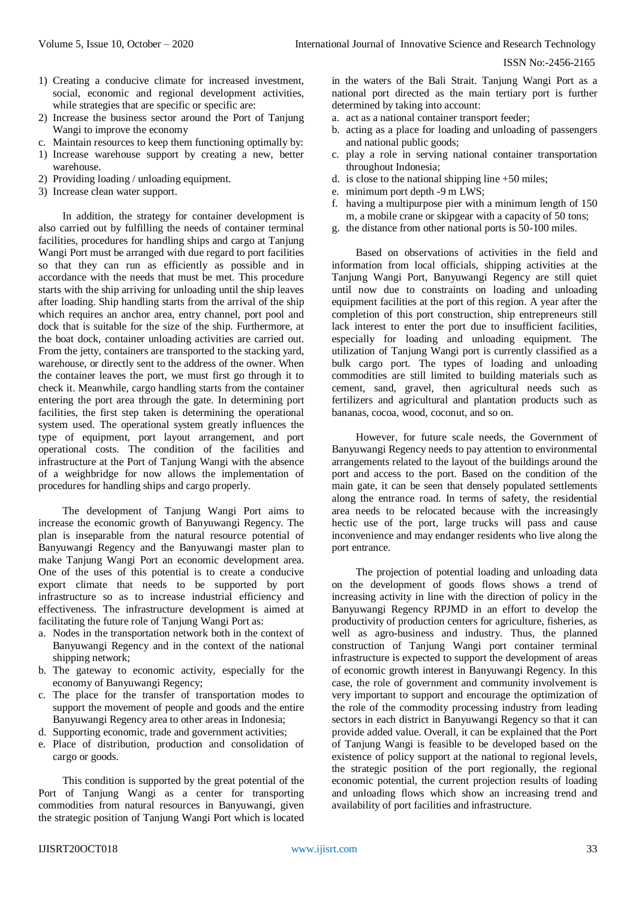1) Creating a conducive climate for increased investment, social, economic and regional development activities, while strategies that are specific or specific are:
2) Increase the business sector around the Port of Tanjung Wangi to improve the economy

c. Maintain resources to keep them functioning optimally by:

1) Increase warehouse support by creating a new, better warehouse.
2) Providing loading / unloading equipment.
3) Increase clean water support.

In addition, the strategy for container development is also carried out by fulfilling the needs of container terminal facilities, procedures for handling ships and cargo at Tanjung Wangi Port must be arranged with due regard to port facilities so that they can run as efficiently as possible and in accordance with the needs that must be met. This procedure starts with the ship arriving for unloading until the ship leaves after loading. Ship handling starts from the arrival of the ship which requires an anchor area, entry channel, port pool and dock that is suitable for the size of the ship. Furthermore, at the boat dock, container unloading activities are carried out. From the jetty, containers are transported to the stacking yard, warehouse, or directly sent to the address of the owner. When the container leaves the port, we must first go through it to check it. Meanwhile, cargo handling starts from the container entering the port area through the gate. In determining port facilities, the first step taken is determining the operational system used. The operational system greatly influences the type of equipment, port layout arrangement, and port operational costs. The condition of the facilities and infrastructure at the Port of Tanjung Wangi with the absence of a weighbridge for now allows the implementation of procedures for handling ships and cargo properly.

The development of Tanjung Wangi Port aims to increase the economic growth of Banyuwangi Regency. The plan is inseparable from the natural resource potential of Banyuwangi Regency and the Banyuwangi master plan to make Tanjung Wangi Port an economic development area. One of the uses of this potential is to create a conducive export climate that needs to be supported by port infrastructure so as to increase industrial efficiency and effectiveness. The infrastructure development is aimed at facilitating the future role of Tanjung Wangi Port as:

a. Nodes in the transportation network both in the context of Banyuwangi Regency and in the context of the national shipping network;
b. The gateway to economic activity, especially for the economy of Banyuwangi Regency;
c. The place for the transfer of transportation modes to support the movement of people and goods and the entire Banyuwangi Regency area to other areas in Indonesia;
d. Supporting economic, trade and government activities;
e. Place of distribution, production and consolidation of cargo or goods.

This condition is supported by the great potential of the Port of Tanjung Wangi as a center for transporting commodities from natural resources in Banyuwangi, given the strategic position of Tanjung Wangi Port which is located in the waters of the Bali Strait. Tanjung Wangi Port as a national port directed as the main tertiary port is further determined by taking into account:

a. act as a national container transport feeder;
b. acting as a place for loading and unloading of passengers and national public goods;
c. play a role in serving national container transportation throughout Indonesia;
d. is close to the national shipping line +50 miles;
e. minimum port depth -9 m LWS;
f. having a multipurpose pier with a minimum length of 150 m, a mobile crane or skipgear with a capacity of 50 tons;
g. the distance from other national ports is 50-100 miles.

Based on observations of activities in the field and information from local officials, shipping activities at the Tanjung Wangi Port, Banyuwangi Regency are still quiet until now due to constraints on loading and unloading equipment facilities at the port of this region. A year after the completion of this port construction, ship entrepreneurs still lack interest to enter the port due to insufficient facilities, especially for loading and unloading equipment. The utilization of Tanjung Wangi port is currently classified as a bulk cargo port. The types of loading and unloading commodities are still limited to building materials such as cement, sand, gravel, then agricultural needs such as fertilizers and agricultural and plantation products such as bananas, cocoa, wood, coconut, and so on.

However, for future scale needs, the Government of Banyuwangi Regency needs to pay attention to environmental arrangements related to the layout of the buildings around the port and access to the port. Based on the condition of the main gate, it can be seen that densely populated settlements along the entrance road. In terms of safety, the residential area needs to be relocated because with the increasingly hectic use of the port, large trucks will pass and cause inconvenience and may endanger residents who live along the port entrance.

The projection of potential loading and unloading data on the development of goods flows shows a trend of increasing activity in line with the direction of policy in the Banyuwangi Regency RPJMD in an effort to develop the productivity of production centers for agriculture, fisheries, as well as agro-business and industry. Thus, the planned construction of Tanjung Wangi port container terminal infrastructure is expected to support the development of areas of economic growth interest in Banyuwangi Regency. In this case, the role of government and community involvement is very important to support and encourage the optimization of the role of the commodity processing industry from leading sectors in each district in Banyuwangi Regency so that it can provide added value. Overall, it can be explained that the Port of Tanjung Wangi is feasible to be developed based on the existence of policy support at the national to regional levels, the strategic position of the port regionally, the regional economic potential, the current projection results of loading and unloading flows which show an increasing trend and availability of port facilities and infrastructure.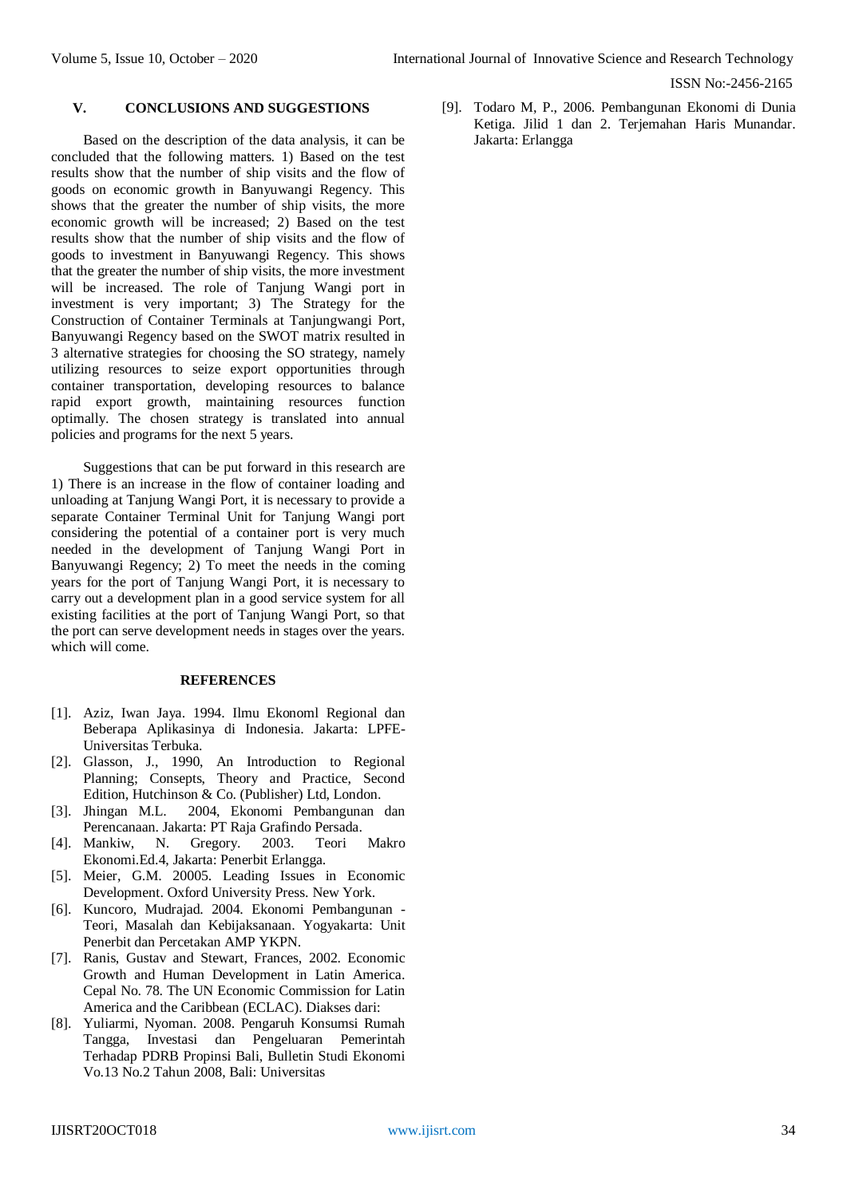## V. CONCLUSIONS AND SUGGESTIONS

Based on the description of the data analysis, it can be concluded that the following matters. 1) Based on the test results show that the number of ship visits and the flow of goods on economic growth in Banyuwangi Regency. This shows that the greater the number of ship visits, the more economic growth will be increased; 2) Based on the test results show that the number of ship visits and the flow of goods to investment in Banyuwangi Regency. This shows that the greater the number of ship visits, the more investment will be increased. The role of Tanjung Wangi port in investment is very important; 3) The Strategy for the Construction of Container Terminals at Tanjungwangi Port, Banyuwangi Regency based on the SWOT matrix resulted in 3 alternative strategies for choosing the SO strategy, namely utilizing resources to seize export opportunities through container transportation, developing resources to balance rapid export growth, maintaining resources function optimally. The chosen strategy is translated into annual policies and programs for the next 5 years.

Suggestions that can be put forward in this research are 1) There is an increase in the flow of container loading and unloading at Tanjung Wangi Port, it is necessary to provide a separate Container Terminal Unit for Tanjung Wangi port considering the potential of a container port is very much needed in the development of Tanjung Wangi Port in Banyuwangi Regency; 2) To meet the needs in the coming years for the port of Tanjung Wangi Port, it is necessary to carry out a development plan in a good service system for all existing facilities at the port of Tanjung Wangi Port, so that the port can serve development needs in stages over the years. which will come.

## REFERENCES

[1]. Aziz, Iwan Jaya. 1994. Ilmu Ekonoml Regional dan Beberapa Aplikasinya di Indonesia. Jakarta: LPFE-Universitas Terbuka.

[2]. Glasson, J., 1990, An Introduction to Regional Planning; Consepts, Theory and Practice, Second Edition, Hutchinson & Co. (Publisher) Ltd, London.

[3]. Jhingan M.L. 2004, Ekonomi Pembangunan dan Perencanaan. Jakarta: PT Raja Grafindo Persada.

[4]. Mankiw, N. Gregory. 2003. Teori Makro Ekonomi.Ed.4, Jakarta: Penerbit Erlangga.

[5]. Meier, G.M. 20005. Leading Issues in Economic Development. Oxford University Press. New York.

[6]. Kuncoro, Mudrajad. 2004. Ekonomi Pembangunan - Teori, Masalah dan Kebijaksanaan. Yogyakarta: Unit Penerbit dan Percetakan AMP YKPN.

[7]. Ranis, Gustav and Stewart, Frances, 2002. Economic Growth and Human Development in Latin America. Cepal No. 78. The UN Economic Commission for Latin America and the Caribbean (ECLAC). Diakses dari:

[8]. Yuliarmi, Nyoman. 2008. Pengaruh Konsumsi Rumah Tangga, Investasi dan Pengeluaran Pemerintah Terhadap PDRB Propinsi Bali, Bulletin Studi Ekonomi Vo.13 No.2 Tahun 2008, Bali: Universitas

[9]. Todaro M, P., 2006. Pembangunan Ekonomi di Dunia Ketiga. Jilid 1 dan 2. Terjemahan Haris Munandar. Jakarta: Erlangga